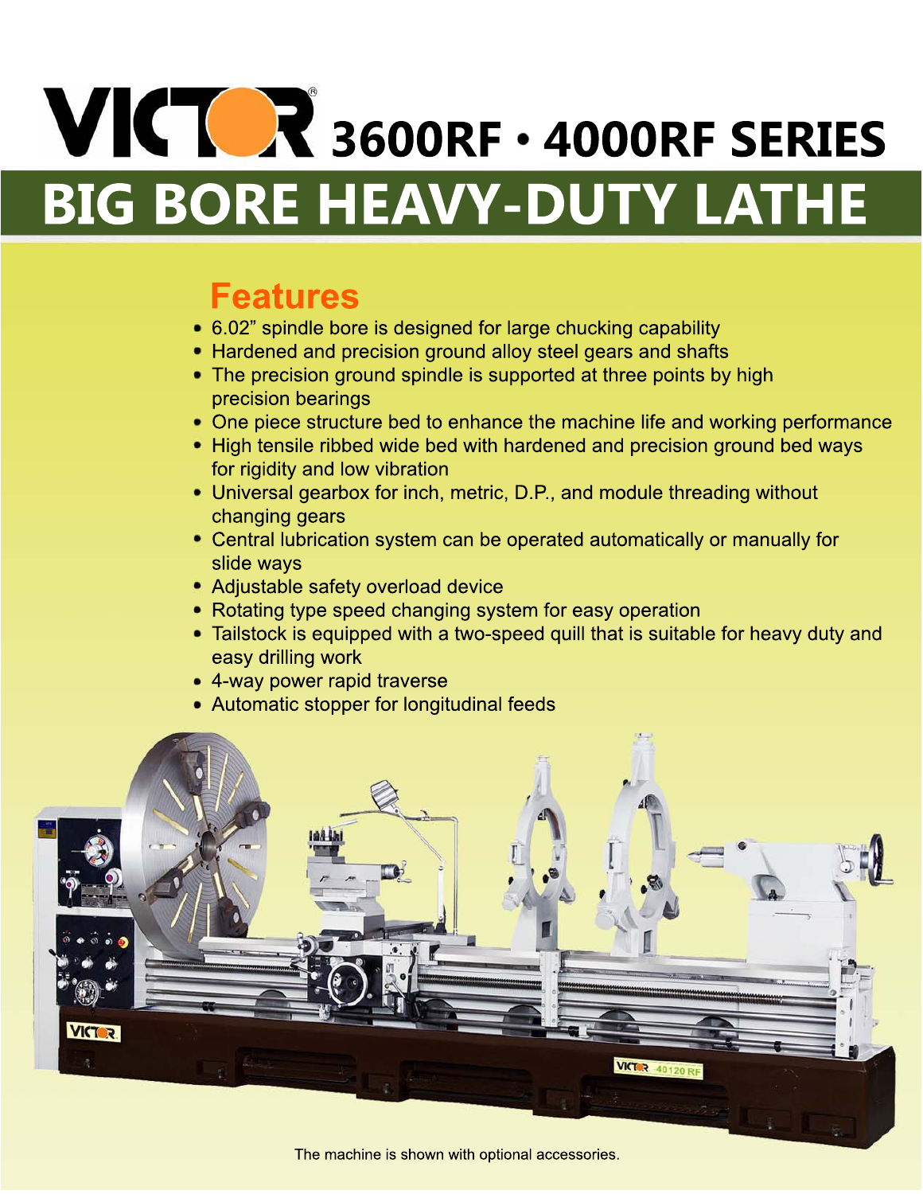# VICTOR 3600RF • 4000RF SERIES

# BIG BORE HEAVY-DUTY LATHE

## Features

- 6.02" spindle bore is designed for large chucking capability
- Hardened and precision ground alloy steel gears and shafts
- The precision ground spindle is supported at three points by high precision bearings
- One piece structure bed to enhance the machine life and working performance
- High tensile ribbed wide bed with hardened and precision ground bed ways for rigidity and low vibration
- Universal gearbox for inch, metric, D.P., and module threading without changing gears
- Central lubrication system can be operated automatically or manually for slide ways
- Adjustable safety overload device
- Rotating type speed changing system for easy operation
- Tailstock is equipped with a two-speed quill that is suitable for heavy duty and easy drilling work
- 4-way power rapid traverse
- Automatic stopper for longitudinal feeds

The machine is shown with optional accessories.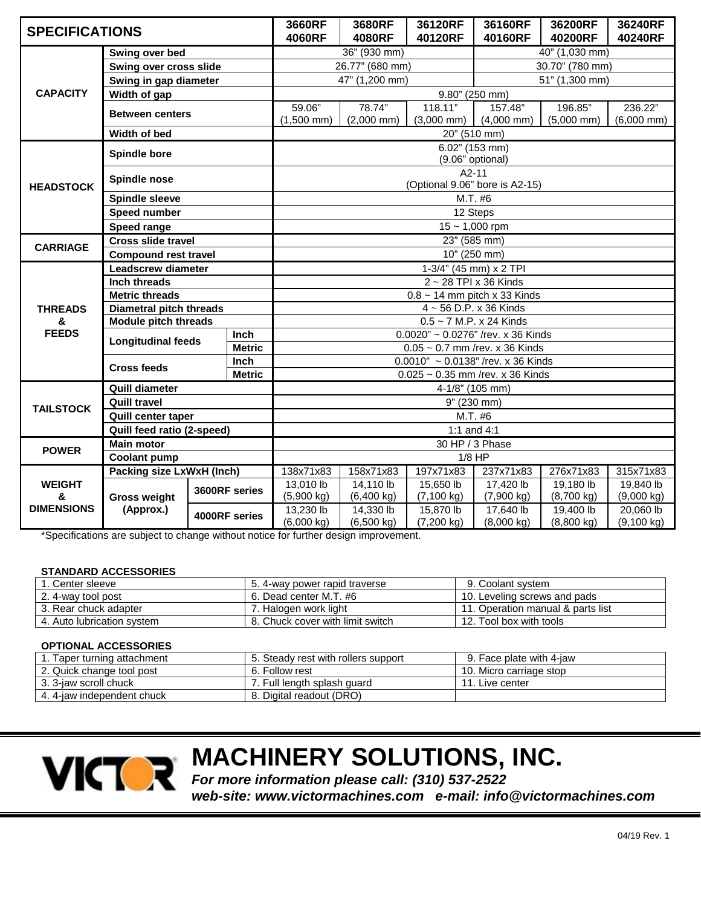| SPECIFICATIONS | | | 3660RF 4060RF | 3680RF 4080RF | 36120RF 40120RF | 36160RF 40160RF | 36200RF 40200RF | 36240RF 40240RF |
|---|---|---|---|---|---|---|---|---|
| CAPACITY | Swing over bed | | 36" (930 mm) | | | 40" (1,030 mm) | | |
| | Swing over cross slide | | 26.77" (680 mm) | | | 30.70" (780 mm) | | |
| | Swing in gap diameter | | 47" (1,200 mm) | | | 51" (1,300 mm) | | |
| | Width of gap | | 9.80" (250 mm) | | | | | |
| | Between centers | | 59.06" (1,500 mm) | 78.74" (2,000 mm) | 118.11" (3,000 mm) | 157.48" (4,000 mm) | 196.85" (5,000 mm) | 236.22" (6,000 mm) |
| | Width of bed | | 20" (510 mm) | | | | | |
| HEADSTOCK | Spindle bore | | 6.02" (153 mm) (9.06" optional) | | | | | |
| | Spindle nose | | A2-11 (Optional 9.06" bore is A2-15) | | | | | |
| | Spindle sleeve | | M.T. #6 | | | | | |
| | Speed number | | 12 Steps | | | | | |
| | Speed range | | 15 ~ 1,000 rpm | | | | | |
| CARRIAGE | Cross slide travel | | 23" (585 mm) | | | | | |
| | Compound rest travel | | 10" (250 mm) | | | | | |
| THREADS & FEEDS | Leadscrew diameter | | 1-3/4" (45 mm) x 2 TPI | | | | | |
| | Inch threads | | 2 ~ 28 TPI x 36 Kinds | | | | | |
| | Metric threads | | 0.8 ~ 14 mm pitch x 33 Kinds | | | | | |
| | Diametral pitch threads | | 4 ~ 56 D.P. x 36 Kinds | | | | | |
| | Module pitch threads | | 0.5 ~ 7 M.P. x 24 Kinds | | | | | |
| | Longitudinal feeds | Inch | 0.0020" ~ 0.0276" /rev. x 36 Kinds | | | | | |
| | | Metric | 0.05 ~ 0.7 mm /rev. x 36 Kinds | | | | | |
| | Cross feeds | Inch | 0.0010" ~ 0.0138" /rev. x 36 Kinds | | | | | |
| | | Metric | 0.025 ~ 0.35 mm /rev. x 36 Kinds | | | | | |
| TAILSTOCK | Quill diameter | | 4-1/8" (105 mm) | | | | | |
| | Quill travel | | 9" (230 mm) | | | | | |
| | Quill center taper | | M.T. #6 | | | | | |
| | Quill feed ratio (2-speed) | | 1:1 and 4:1 | | | | | |
| POWER | Main motor | | 30 HP / 3 Phase | | | | | |
| | Coolant pump | | 1/8 HP | | | | | |
| WEIGHT & DIMENSIONS | Packing size LxWxH (Inch) | | 138x71x83 | 158x71x83 | 197x71x83 | 237x71x83 | 276x71x83 | 315x71x83 |
| | Gross weight (Approx.) | 3600RF series | 13,010 lb (5,900 kg) | 14,110 lb (6,400 kg) | 15,650 lb (7,100 kg) | 17,420 lb (7,900 kg) | 19,180 lb (8,700 kg) | 19,840 lb (9,000 kg) |
| | | 4000RF series | 13,230 lb (6,000 kg) | 14,330 lb (6,500 kg) | 15,870 lb (7,200 kg) | 17,640 lb (8,000 kg) | 19,400 lb (8,800 kg) | 20,060 lb (9,100 kg) |

*Specifications are subject to change without notice for further design improvement.

**STANDARD ACCESSORIES**

| | | |
|---|---|---|
| 1. Center sleeve | 5. 4-way power rapid traverse | 9. Coolant system |
| 2. 4-way tool post | 6. Dead center M.T. #6 | 10. Leveling screws and pads |
| 3. Rear chuck adapter | 7. Halogen work light | 11. Operation manual & parts list |
| 4. Auto lubrication system | 8. Chuck cover with limit switch | 12. Tool box with tools |

**OPTIONAL ACCESSORIES**

| | | |
|---|---|---|
| 1. Taper turning attachment | 5. Steady rest with rollers support | 9. Face plate with 4-jaw |
| 2. Quick change tool post | 6. Follow rest | 10. Micro carriage stop |
| 3. 3-jaw scroll chuck | 7. Full length splash guard | 11. Live center |
| 4. 4-jaw independent chuck | 8. Digital readout (DRO) | |

VICTOR

# MACHINERY SOLUTIONS, INC.

***For more information please call: (310) 537-2522***

***web-site: www.victormachines.com e-mail: info@victormachines.com***

04/19 Rev. 1